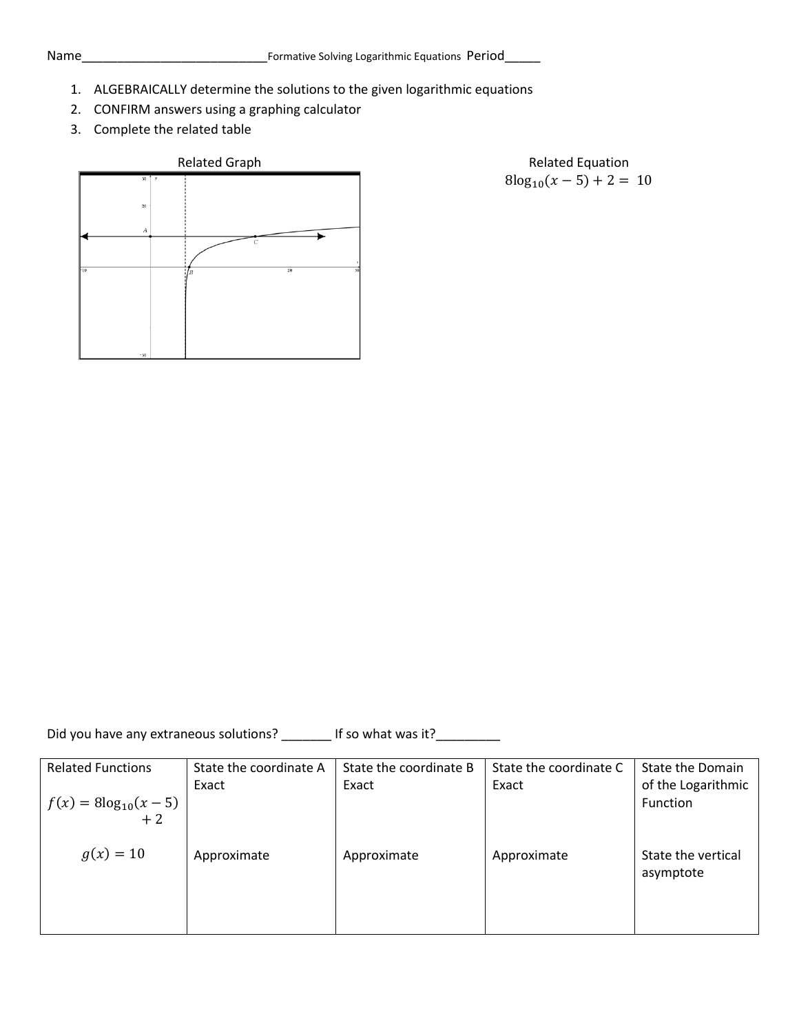Name___________________________Formative Solving Logarithmic Equations Period_____

1. ALGEBRAICALLY determine the solutions to the given logarithmic equations
2. CONFIRM answers using a graphing calculator
3. Complete the related table

Related Graph

Related Equation

$$8\log_{10}(x-5)+2=10$$

Did you have any extraneous solutions? _______ If so what was it?_________

| Related Functions | State the coordinate A | State the coordinate B | State the coordinate C | State the Domain of the Logarithmic Function |
|---|---|---|---|---|
| $f(x)=8\log_{10}(x-5)+2$ | Exact | Exact | Exact | |
| $g(x)=10$ | Approximate | Approximate | Approximate | State the vertical asymptote |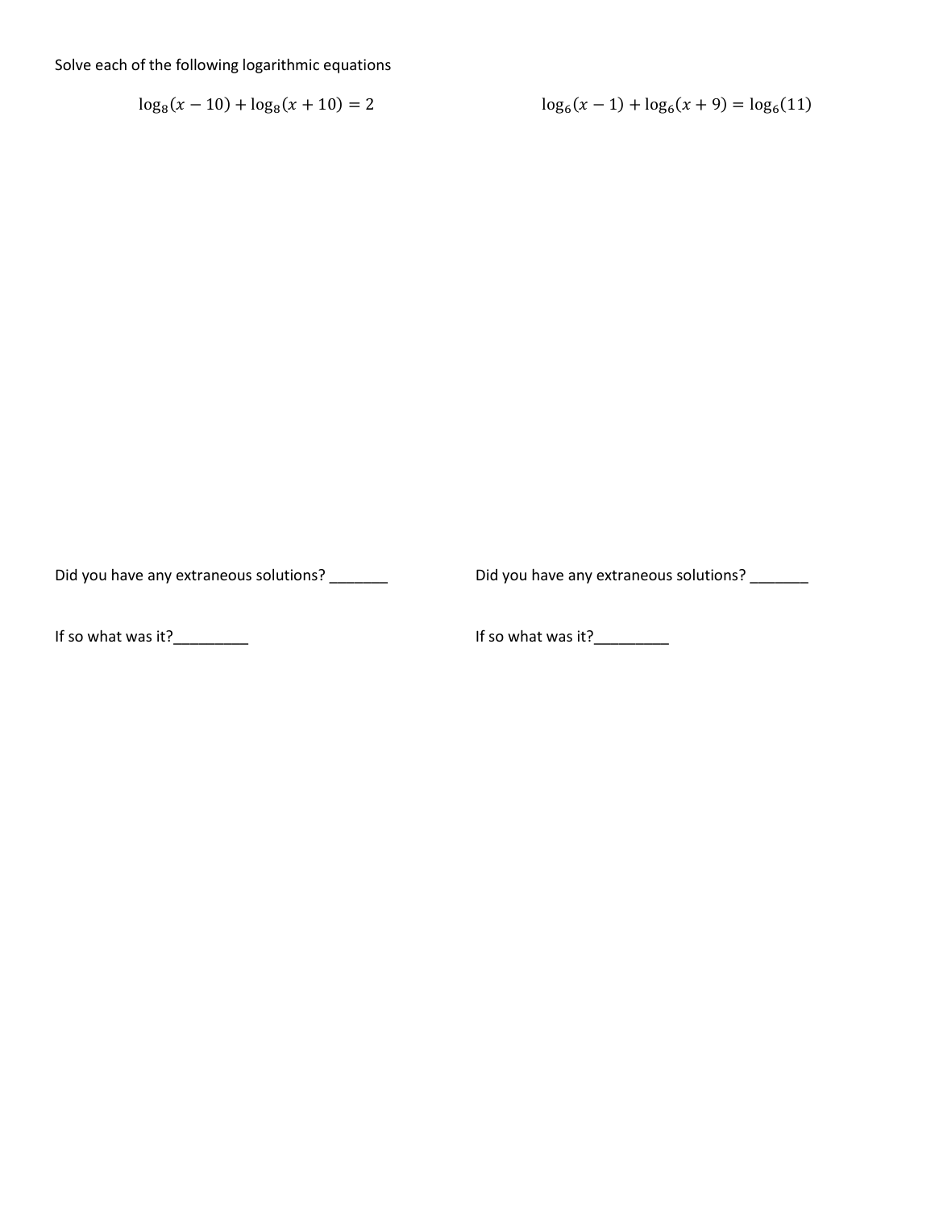Solve each of the following logarithmic equations

$$\log_8(x - 10) + \log_8(x + 10) = 2$$

$$\log_6(x - 1) + \log_6(x + 9) = \log_6(11)$$

Did you have any extraneous solutions? _______

If so what was it?_________

Did you have any extraneous solutions? _______

If so what was it?_________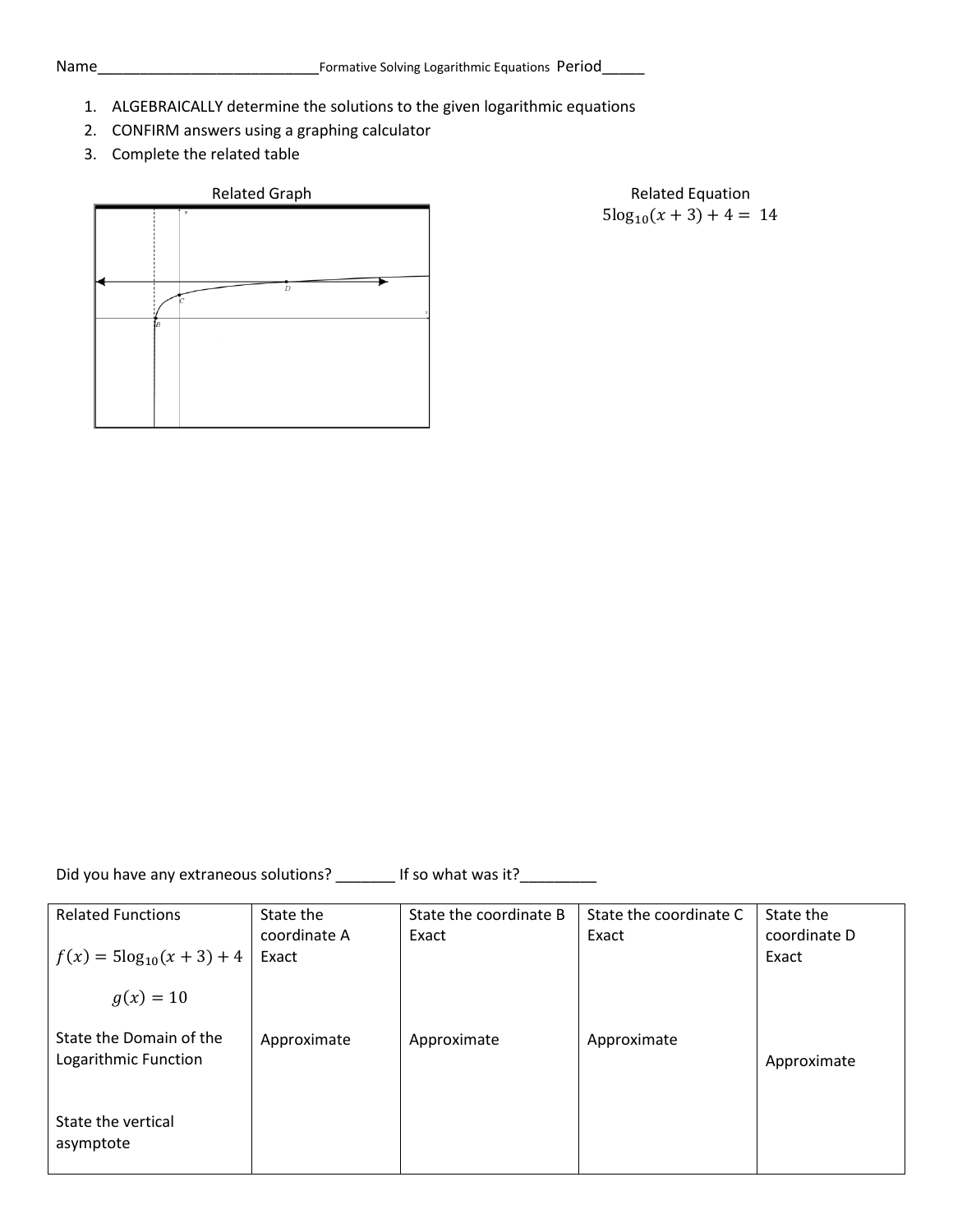Name___________________________Formative Solving Logarithmic Equations Period_____

1. ALGEBRAICALLY determine the solutions to the given logarithmic equations
2. CONFIRM answers using a graphing calculator
3. Complete the related table

Related Graph

Related Equation

$$5\log_{10}(x+3)+4 = 14$$

Did you have any extraneous solutions? _______ If so what was it?_________

| Related Functions | State the coordinate A | State the coordinate B | State the coordinate C | State the coordinate D |
|---|---|---|---|---|
| $f(x) = 5\log_{10}(x+3)+4$ <br> $g(x) = 10$ | Exact | Exact | Exact | Exact |
| State the Domain of the Logarithmic Function | Approximate | Approximate | Approximate | Approximate |
| State the vertical asymptote | | | | |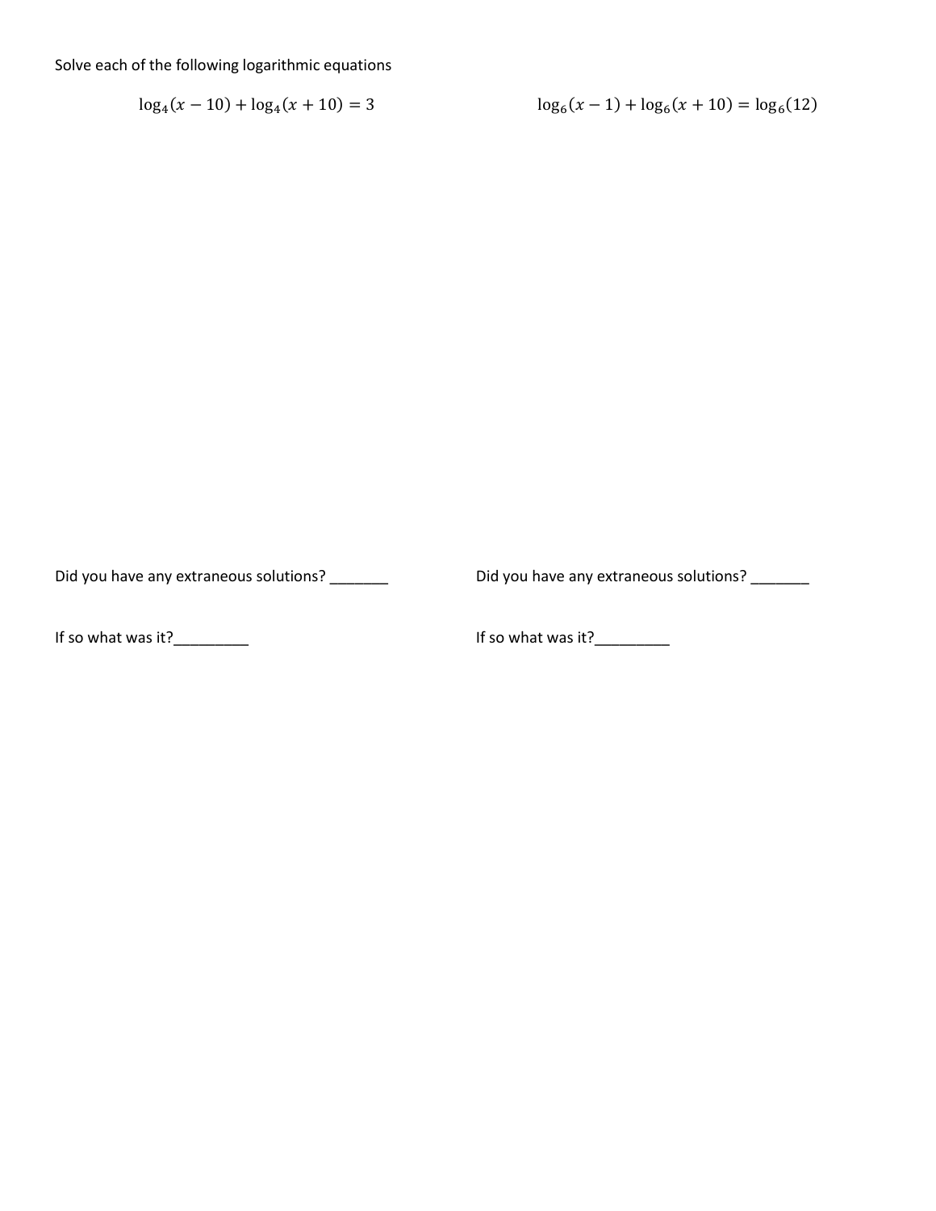Solve each of the following logarithmic equations

$$\log_4(x-10) + \log_4(x+10) = 3$$

$$\log_6(x-1) + \log_6(x+10) = \log_6(12)$$

Did you have any extraneous solutions? _______

If so what was it?_________

Did you have any extraneous solutions? _______

If so what was it?_________